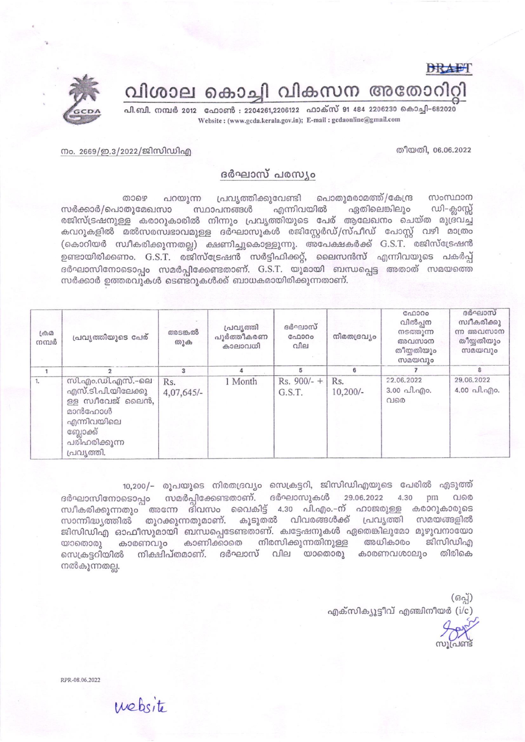DRAFT

# വിശാല കൊച്ചി വികസന അതോറിറ്റി

പി.ബി. നമ്പർ 2012 ഫോൺ : 2204261,2206122 ഫാക്സ് 91 484 2206230 കൊച്ചി–682020
Website : (www.gcda.kerala.gov.in); E-mail : gcdaonline@gmail.com

നം. 2669/ഇ.3/2022/ജിസിഡിഎ

തീയതി, 06.06.2022

## ദർഘാസ് പരസ്യം

താഴെ പറയുന്ന പ്രവൃത്തിക്കുവേണ്ടി പൊതുമരാമത്ത്/കേന്ദ്ര സംസ്ഥാന സർക്കാർ/പൊതുമേഖസാ സ്ഥാപനങ്ങൾ എന്നിവയിൽ ഏതിലെങ്കിലും ഡി-ക്ലാസ്സ് രജിസ്ട്രഷനുള്ള കരാറുകാരിൽ നിന്നും പ്രവൃത്തിയുടെ പേര് ആലേഖനം ചെയ്ത മുദ്രവച്ച കവറുകളിൽ മൽസരസ്വഭാവമുള്ള ദർഘാസുകൾ രജിസ്റ്റേർഡ്/സ്പീഡ് പോസ്റ്റ് വഴി മാത്രം (കൊറിയർ സ്വീകരിക്കുന്നതല്ല) ക്ഷണിച്ചുകൊള്ളുന്നു. അപേക്ഷകർക്ക് G.S.T. രജിസ്ട്രേഷൻ ഉണ്ടായിരിക്കണം. G.S.T. രജിസ്ട്രേഷൻ സർട്ടിഫിക്കറ്റ്, ലൈസൻസ് എന്നിവയുടെ പകർപ്പ് ദർഘാസിനോടൊപ്പം സമർപ്പിക്കേണ്ടതാണ്. G.S.T. യുമായി ബന്ധപ്പെട്ട അതാത് സമയത്തെ സർക്കാർ ഉത്തരവുകൾ ടെണ്ടറുകൾക്ക് ബാധകമായിരിക്കുന്നതാണ്.

| ക്രമ നമ്പർ | പ്രവൃത്തിയുടെ പേര് | അടങ്കൽ തുക | പ്രവൃത്തി പൂർത്തീകരണ കാലാവധി | ദർഘാസ് ഫോറം വില | നിരതദ്രവ്യം | ഫോറം വിൽപ്പന നടത്തുന്ന അവസാന തീയ്യതിയും സമയവും | ദർഘാസ് സ്വീകരിക്കുന്ന അവസാന തീയ്യതിയും സമയവും |
|---|---|---|---|---|---|---|---|
| 1 | 2 | 3 | 4 | 5 | 6 | 7 | 8 |
| 1. | സി.എം.ഡി.എസ്.-ലെ എസ്.ടി.പി.യിലേക്കുള്ള സ്വീവേജ് ലൈൻ, മാൻഹോൾ എന്നിവയിലെ ബ്ലോക്ക് പരിഹരിക്കുന്ന പ്രവൃത്തി. | Rs. 4,07,645/- | 1 Month | Rs. 900/- + G.S.T. | Rs. 10,200/- | 22.06.2022 3.00 പി.എം. വരെ | 29.06.2022 4.00 പി.എം. |

10,200/- രൂപയുടെ നിരതദ്രവ്യം സെക്രട്ടറി, ജിസിഡിഎയുടെ പേരിൽ എടുത്ത് ദർഘാസിനോടൊപ്പം സമർപ്പിക്കേണ്ടതാണ്. ദർഘാസുകൾ 29.06.2022 4.30 pm വരെ സ്വീകരിക്കുന്നതും അന്നേ ദിവസം വൈകിട്ട് 4.30 പി.എം.-ന് ഹാജരുള്ള കരാറുകാരുടെ സാന്നിദ്ധ്യത്തിൽ തുറക്കുന്നതുമാണ്. കൂടുതൽ വിവരങ്ങൾക്ക് പ്രവൃത്തി സമയങ്ങളിൽ ജിസിഡിഎ ഓഫീസുമായി ബന്ധപ്പെടേണ്ടതാണ്. ക്വട്ടേഷനുകൾ ഏതെങ്കിലുമോ മുഴുവനായോ യാതൊരു കാരണവും കാണിക്കാതെ നിരസിക്കുന്നതിനുള്ള അധികാരം ജിസിഡിഎ സെക്രട്ടറിയിൽ നിക്ഷിപ്തമാണ്. ദർഘാസ് വില യാതൊരു കാരണവശാലും തിരികെ നൽകുന്നതല്ല.

(ഒപ്പ്)
എക്സിക്യൂട്ടീവ് എഞ്ചിനീയർ (i/c)

സൂപ്രണ്ട്

RPR-08.06.2022

website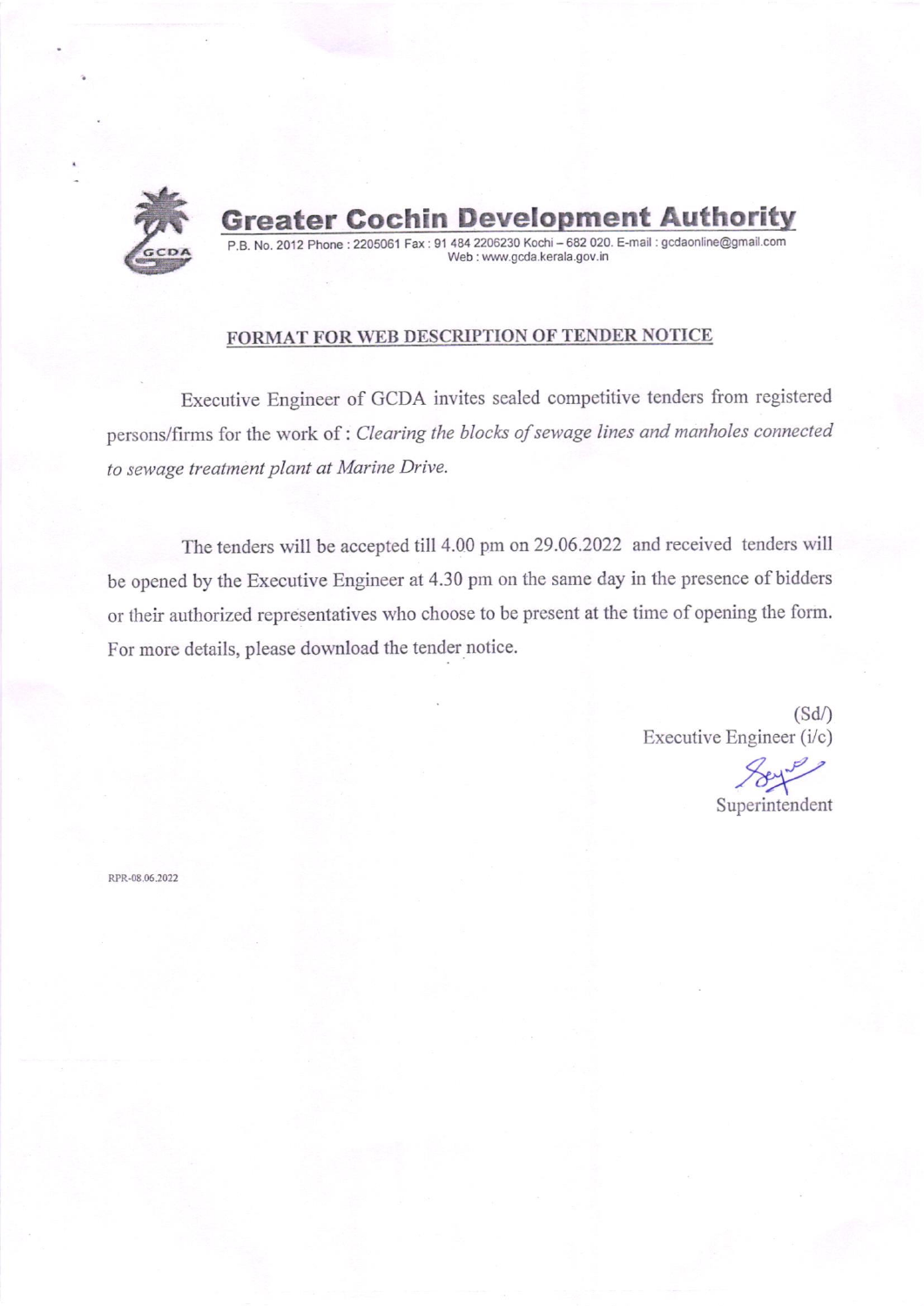# Greater Cochin Development Authority

P.B. No. 2012 Phone : 2205061 Fax : 91 484 2206230 Kochi – 682 020. E-mail : gcdaonline@gmail.com
Web : www.gcda.kerala.gov.in

## FORMAT FOR WEB DESCRIPTION OF TENDER NOTICE

Executive Engineer of GCDA invites sealed competitive tenders from registered persons/firms for the work of : *Clearing the blocks of sewage lines and manholes connected to sewage treatment plant at Marine Drive.*

The tenders will be accepted till 4.00 pm on 29.06.2022 and received tenders will be opened by the Executive Engineer at 4.30 pm on the same day in the presence of bidders or their authorized representatives who choose to be present at the time of opening the form. For more details, please download the tender notice.

(Sd/)
Executive Engineer (i/c)

Superintendent

RPR-08.06.2022